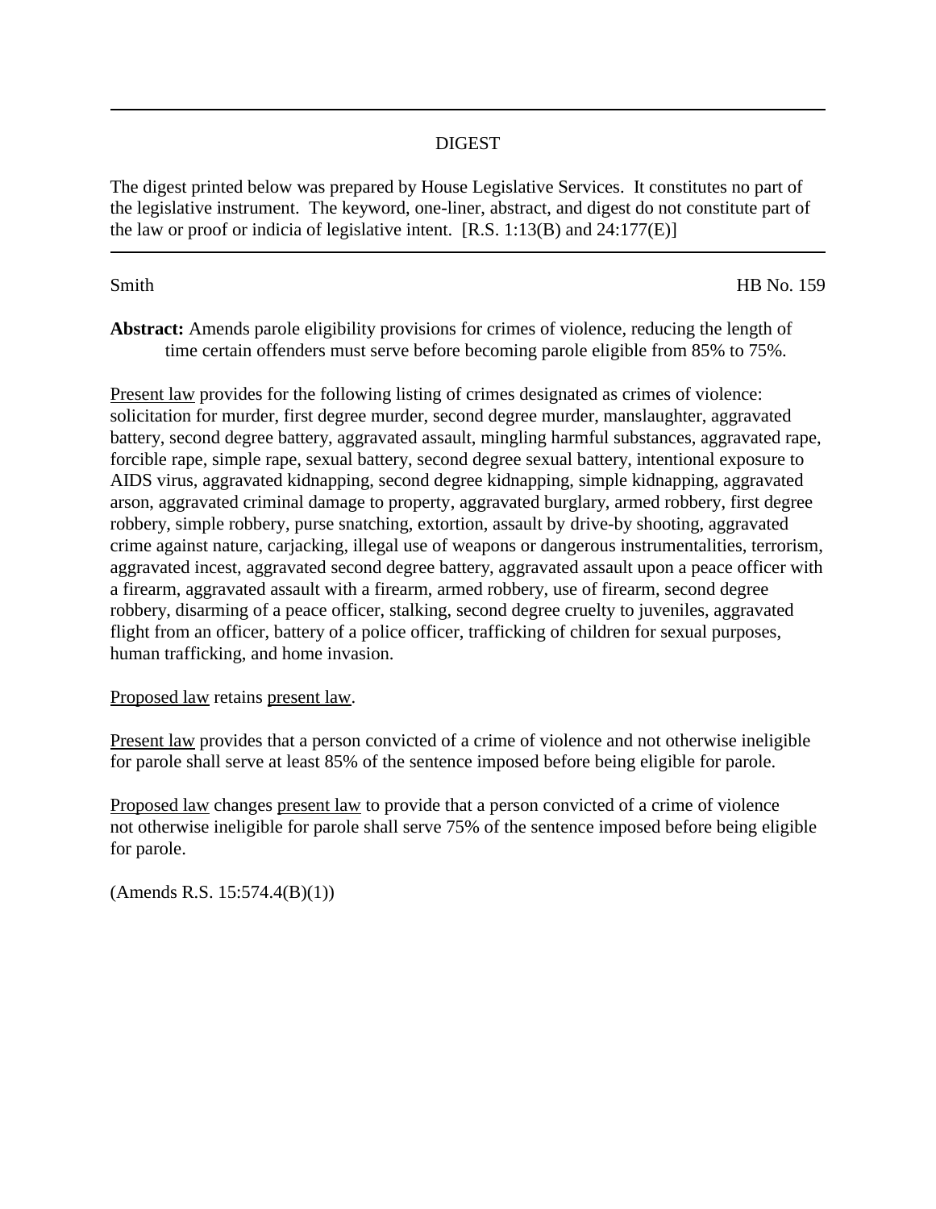DIGEST

The digest printed below was prepared by House Legislative Services. It constitutes no part of the legislative instrument. The keyword, one-liner, abstract, and digest do not constitute part of the law or proof or indicia of legislative intent. [R.S. 1:13(B) and 24:177(E)]

---

Smith HB No. 159

**Abstract:** Amends parole eligibility provisions for crimes of violence, reducing the length of time certain offenders must serve before becoming parole eligible from 85% to 75%.

Present law provides for the following listing of crimes designated as crimes of violence: solicitation for murder, first degree murder, second degree murder, manslaughter, aggravated battery, second degree battery, aggravated assault, mingling harmful substances, aggravated rape, forcible rape, simple rape, sexual battery, second degree sexual battery, intentional exposure to AIDS virus, aggravated kidnapping, second degree kidnapping, simple kidnapping, aggravated arson, aggravated criminal damage to property, aggravated burglary, armed robbery, first degree robbery, simple robbery, purse snatching, extortion, assault by drive-by shooting, aggravated crime against nature, carjacking, illegal use of weapons or dangerous instrumentalities, terrorism, aggravated incest, aggravated second degree battery, aggravated assault upon a peace officer with a firearm, aggravated assault with a firearm, armed robbery, use of firearm, second degree robbery, disarming of a peace officer, stalking, second degree cruelty to juveniles, aggravated flight from an officer, battery of a police officer, trafficking of children for sexual purposes, human trafficking, and home invasion.

Proposed law retains present law.

Present law provides that a person convicted of a crime of violence and not otherwise ineligible for parole shall serve at least 85% of the sentence imposed before being eligible for parole.

Proposed law changes present law to provide that a person convicted of a crime of violence not otherwise ineligible for parole shall serve 75% of the sentence imposed before being eligible for parole.

(Amends R.S. 15:574.4(B)(1))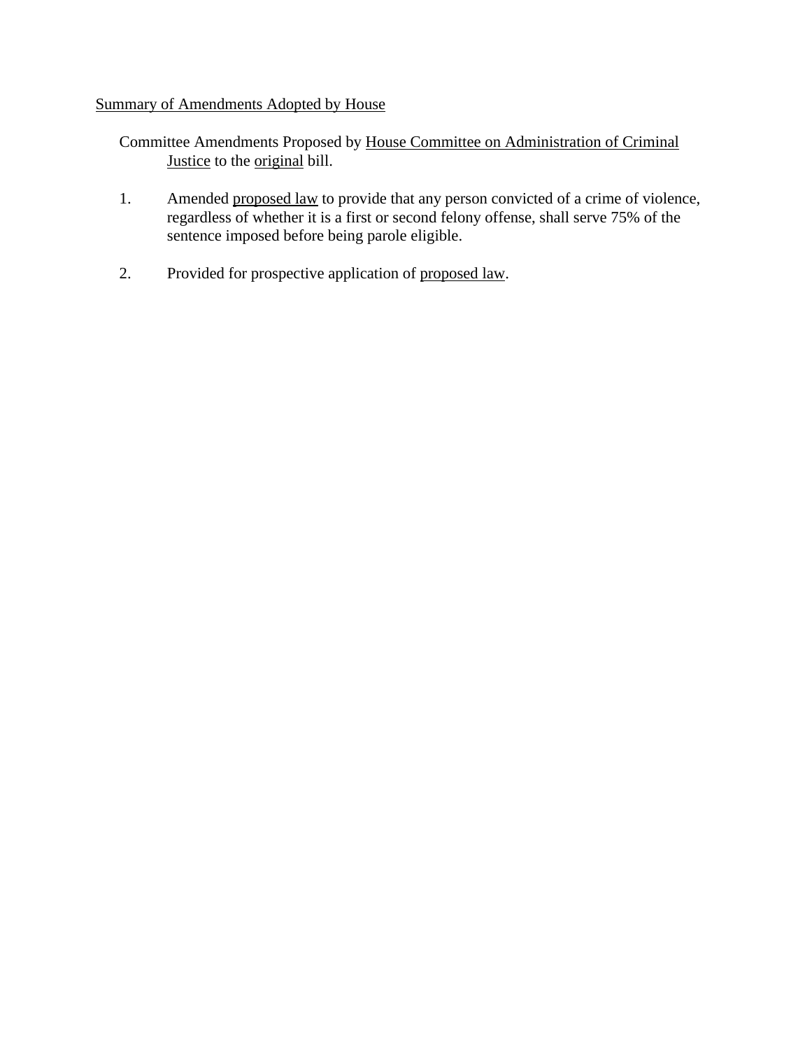Summary of Amendments Adopted by House

Committee Amendments Proposed by House Committee on Administration of Criminal Justice to the original bill.

1. Amended proposed law to provide that any person convicted of a crime of violence, regardless of whether it is a first or second felony offense, shall serve 75% of the sentence imposed before being parole eligible.

2. Provided for prospective application of proposed law.